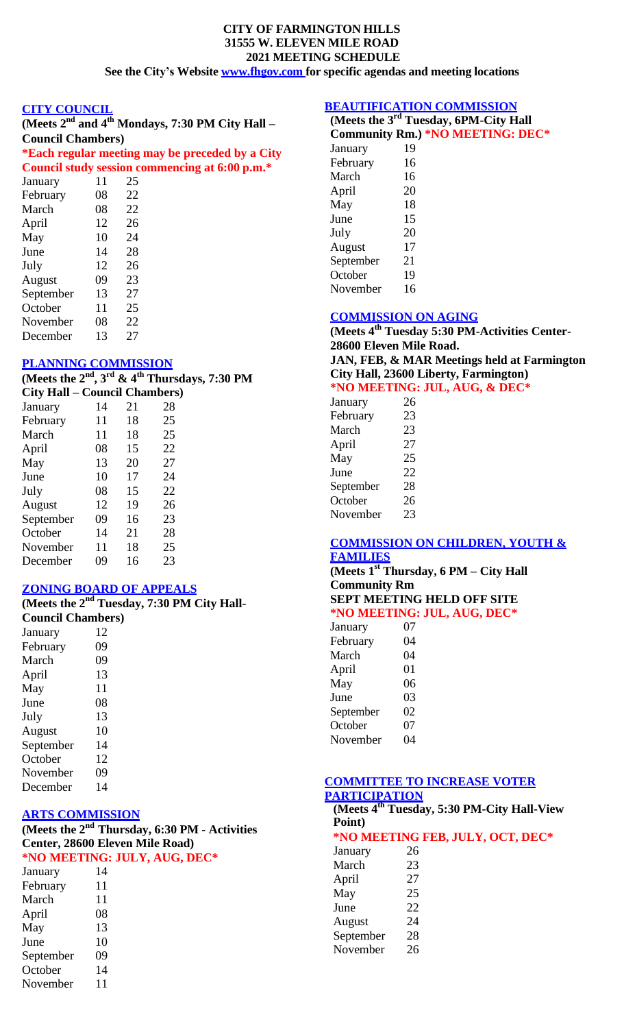# CITY OF FARMINGTON HILLS
# 31555 W. ELEVEN MILE ROAD
# 2021 MEETING SCHEDULE

**See the City's Website www.fhgov.com for specific agendas and meeting locations**

## CITY COUNCIL

**(Meets 2nd and 4th Mondays, 7:30 PM City Hall – Council Chambers)**

***Each regular meeting may be preceded by a City Council study session commencing at 6:00 p.m.***

| | | |
|---|---|---|
| January | 11 | 25 |
| February | 08 | 22 |
| March | 08 | 22 |
| April | 12 | 26 |
| May | 10 | 24 |
| June | 14 | 28 |
| July | 12 | 26 |
| August | 09 | 23 |
| September | 13 | 27 |
| October | 11 | 25 |
| November | 08 | 22 |
| December | 13 | 27 |

## PLANNING COMMISSION

**(Meets the 2nd, 3rd & 4th Thursdays, 7:30 PM City Hall – Council Chambers)**

| | | | |
|---|---|---|---|
| January | 14 | 21 | 28 |
| February | 11 | 18 | 25 |
| March | 11 | 18 | 25 |
| April | 08 | 15 | 22 |
| May | 13 | 20 | 27 |
| June | 10 | 17 | 24 |
| July | 08 | 15 | 22 |
| August | 12 | 19 | 26 |
| September | 09 | 16 | 23 |
| October | 14 | 21 | 28 |
| November | 11 | 18 | 25 |
| December | 09 | 16 | 23 |

## ZONING BOARD OF APPEALS

**(Meets the 2nd Tuesday, 7:30 PM City Hall- Council Chambers)**

| | |
|---|---|
| January | 12 |
| February | 09 |
| March | 09 |
| April | 13 |
| May | 11 |
| June | 08 |
| July | 13 |
| August | 10 |
| September | 14 |
| October | 12 |
| November | 09 |
| December | 14 |

## ARTS COMMISSION

**(Meets the 2nd Thursday, 6:30 PM - Activities Center, 28600 Eleven Mile Road)**

***NO MEETING: JULY, AUG, DEC***

| | |
|---|---|
| January | 14 |
| February | 11 |
| March | 11 |
| April | 08 |
| May | 13 |
| June | 10 |
| September | 09 |
| October | 14 |
| November | 11 |

## BEAUTIFICATION COMMISSION

**(Meets the 3rd Tuesday, 6PM-City Hall Community Rm.) *NO MEETING: DEC***

| | |
|---|---|
| January | 19 |
| February | 16 |
| March | 16 |
| April | 20 |
| May | 18 |
| June | 15 |
| July | 20 |
| August | 17 |
| September | 21 |
| October | 19 |
| November | 16 |

## COMMISSION ON AGING

**(Meets 4th Tuesday 5:30 PM-Activities Center- 28600 Eleven Mile Road.**
**JAN, FEB, & MAR Meetings held at Farmington City Hall, 23600 Liberty, Farmington)**

***NO MEETING: JUL, AUG, & DEC***

| | |
|---|---|
| January | 26 |
| February | 23 |
| March | 23 |
| April | 27 |
| May | 25 |
| June | 22 |
| September | 28 |
| October | 26 |
| November | 23 |

## COMMISSION ON CHILDREN, YOUTH & FAMILIES

**(Meets 1st Thursday, 6 PM – City Hall Community Rm**
**SEPT MEETING HELD OFF SITE**

***NO MEETING: JUL, AUG, DEC***

| | |
|---|---|
| January | 07 |
| February | 04 |
| March | 04 |
| April | 01 |
| May | 06 |
| June | 03 |
| September | 02 |
| October | 07 |
| November | 04 |

## COMMITTEE TO INCREASE VOTER PARTICIPATION

**(Meets 4th Tuesday, 5:30 PM-City Hall-View Point)**

***NO MEETING FEB, JULY, OCT, DEC***

| | |
|---|---|
| January | 26 |
| March | 23 |
| April | 27 |
| May | 25 |
| June | 22 |
| August | 24 |
| September | 28 |
| November | 26 |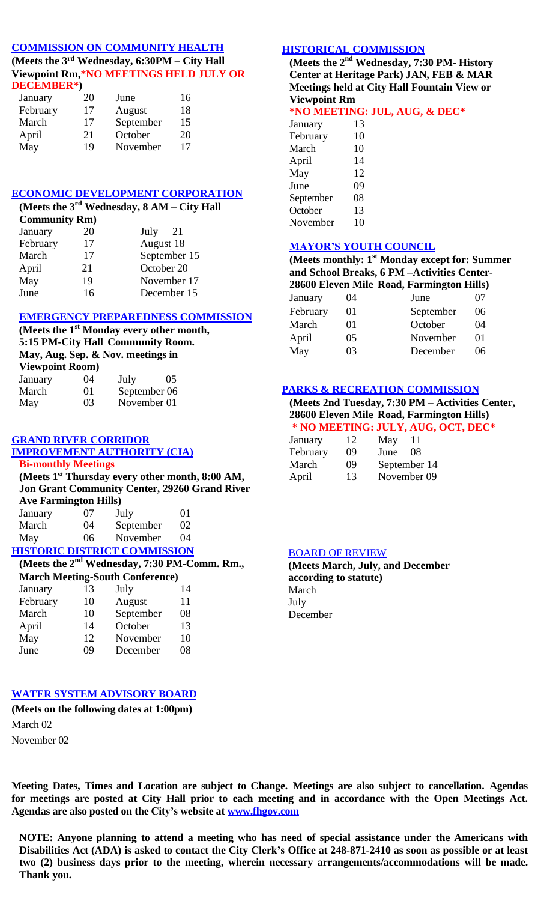## COMMISSION ON COMMUNITY HEALTH

**(Meets the 3rd Wednesday, 6:30PM – City Hall Viewpoint Rm,*NO MEETINGS HELD JULY OR DECEMBER*)**

| | | | |
|---|---|---|---|
| January | 20 | June | 16 |
| February | 17 | August | 18 |
| March | 17 | September | 15 |
| April | 21 | October | 20 |
| May | 19 | November | 17 |

## ECONOMIC DEVELOPMENT CORPORATION

**(Meets the 3rd Wednesday, 8 AM – City Hall Community Rm)**

| | | | |
|---|---|---|---|
| January | 20 | July | 21 |
| February | 17 | August | 18 |
| March | 17 | September | 15 |
| April | 21 | October | 20 |
| May | 19 | November | 17 |
| June | 16 | December | 15 |

## EMERGENCY PREPAREDNESS COMMISSION

**(Meets the 1st Monday every other month, 5:15 PM-City Hall Community Room. May, Aug. Sep. & Nov. meetings in Viewpoint Room)**

| | | | |
|---|---|---|---|
| January | 04 | July | 05 |
| March | 01 | September | 06 |
| May | 03 | November | 01 |

## GRAND RIVER CORRIDOR IMPROVEMENT AUTHORITY (CIA)

**Bi-monthly Meetings**

**(Meets 1st Thursday every other month, 8:00 AM, Jon Grant Community Center, 29260 Grand River Ave Farmington Hills)**

| | | | |
|---|---|---|---|
| January | 07 | July | 01 |
| March | 04 | September | 02 |
| May | 06 | November | 04 |

## HISTORIC DISTRICT COMMISSION

**(Meets the 2nd Wednesday, 7:30 PM-Comm. Rm., March Meeting-South Conference)**

| | | | |
|---|---|---|---|
| January | 13 | July | 14 |
| February | 10 | August | 11 |
| March | 10 | September | 08 |
| April | 14 | October | 13 |
| May | 12 | November | 10 |
| June | 09 | December | 08 |

## WATER SYSTEM ADVISORY BOARD

**(Meets on the following dates at 1:00pm)**

March 02

November 02

## HISTORICAL COMMISSION

**(Meets the 2nd Wednesday, 7:30 PM- History Center at Heritage Park) JAN, FEB & MAR Meetings held at City Hall Fountain View or Viewpoint Rm**

***NO MEETING: JUL, AUG, & DEC***

| | |
|---|---|
| January | 13 |
| February | 10 |
| March | 10 |
| April | 14 |
| May | 12 |
| June | 09 |
| September | 08 |
| October | 13 |
| November | 10 |

## MAYOR'S YOUTH COUNCIL

**(Meets monthly: 1st Monday except for: Summer and School Breaks, 6 PM –Activities Center-28600 Eleven Mile Road, Farmington Hills)**

| | | | |
|---|---|---|---|
| January | 04 | June | 07 |
| February | 01 | September | 06 |
| March | 01 | October | 04 |
| April | 05 | November | 01 |
| May | 03 | December | 06 |

## PARKS & RECREATION COMMISSION

**(Meets 2nd Tuesday, 7:30 PM – Activities Center, 28600 Eleven Mile Road, Farmington Hills)**

*** NO MEETING: JULY, AUG, OCT, DEC***

| | | | |
|---|---|---|---|
| January | 12 | May | 11 |
| February | 09 | June | 08 |
| March | 09 | September | 14 |
| April | 13 | November | 09 |

## BOARD OF REVIEW

**(Meets March, July, and December according to statute)**

March

July

December

**Meeting Dates, Times and Location are subject to Change. Meetings are also subject to cancellation. Agendas for meetings are posted at City Hall prior to each meeting and in accordance with the Open Meetings Act. Agendas are also posted on the City's website at www.fhgov.com**

**NOTE: Anyone planning to attend a meeting who has need of special assistance under the Americans with Disabilities Act (ADA) is asked to contact the City Clerk's Office at 248-871-2410 as soon as possible or at least two (2) business days prior to the meeting, wherein necessary arrangements/accommodations will be made. Thank you.**